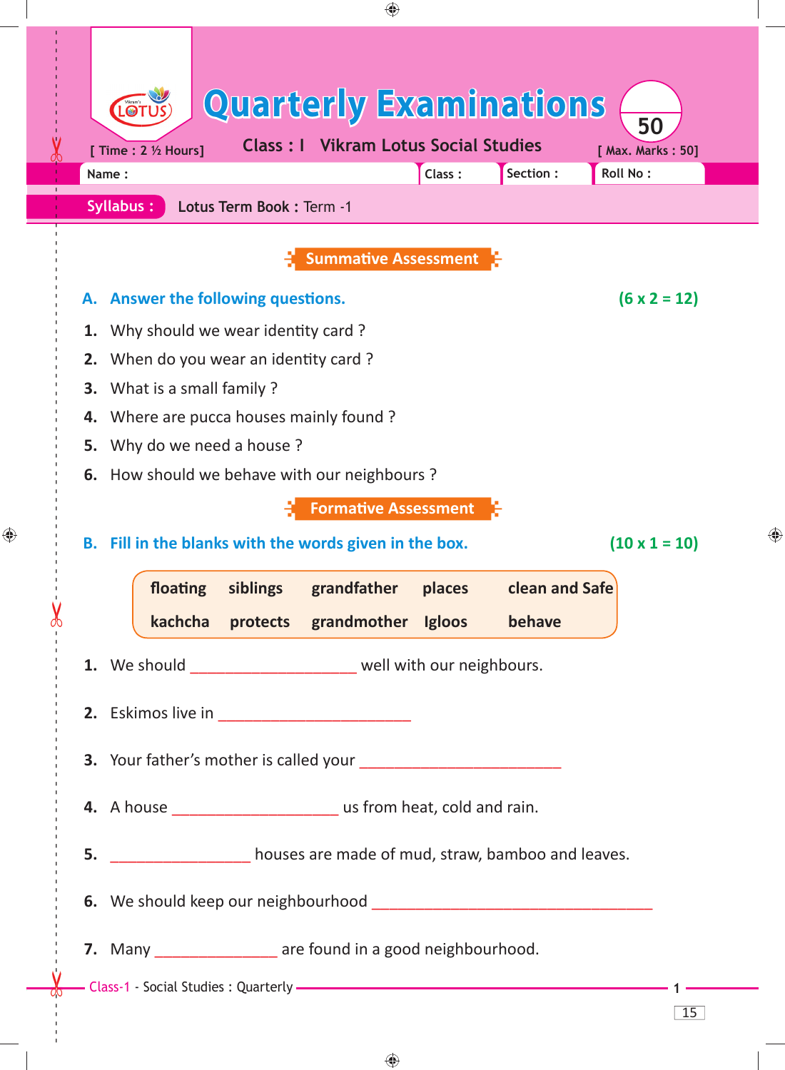# Quarterly Examinations

**50**

[ Time : 2 ½ Hours] | **Class : I Vikram Lotus Social Studies** | [ Max. Marks : 50]

| Name : | Class : | Section : | Roll No : |
|---|---|---|---|

**Syllabus :** **Lotus Term Book :** Term -1

## Summative Assessment

### A. Answer the following questions. (6 x 2 = 12)

1. Why should we wear identity card ?
2. When do you wear an identity card ?
3. What is a small family ?
4. Where are pucca houses mainly found ?
5. Why do we need a house ?
6. How should we behave with our neighbours ?

## Formative Assessment

### B. Fill in the blanks with the words given in the box. (10 x 1 = 10)

| floating | siblings | grandfather | places | clean and Safe |
|---|---|---|---|---|
| kachcha | protects | grandmother | Igloos | behave |

1. We should ____________________ well with our neighbours.
2. Eskimos live in ________________________
3. Your father's mother is called your ________________________
4. A house ____________________ us from heat, cold and rain.
5. _________________ houses are made of mud, straw, bamboo and leaves.
6. We should keep our neighbourhood __________________________________
7. Many _______________ are found in a good neighbourhood.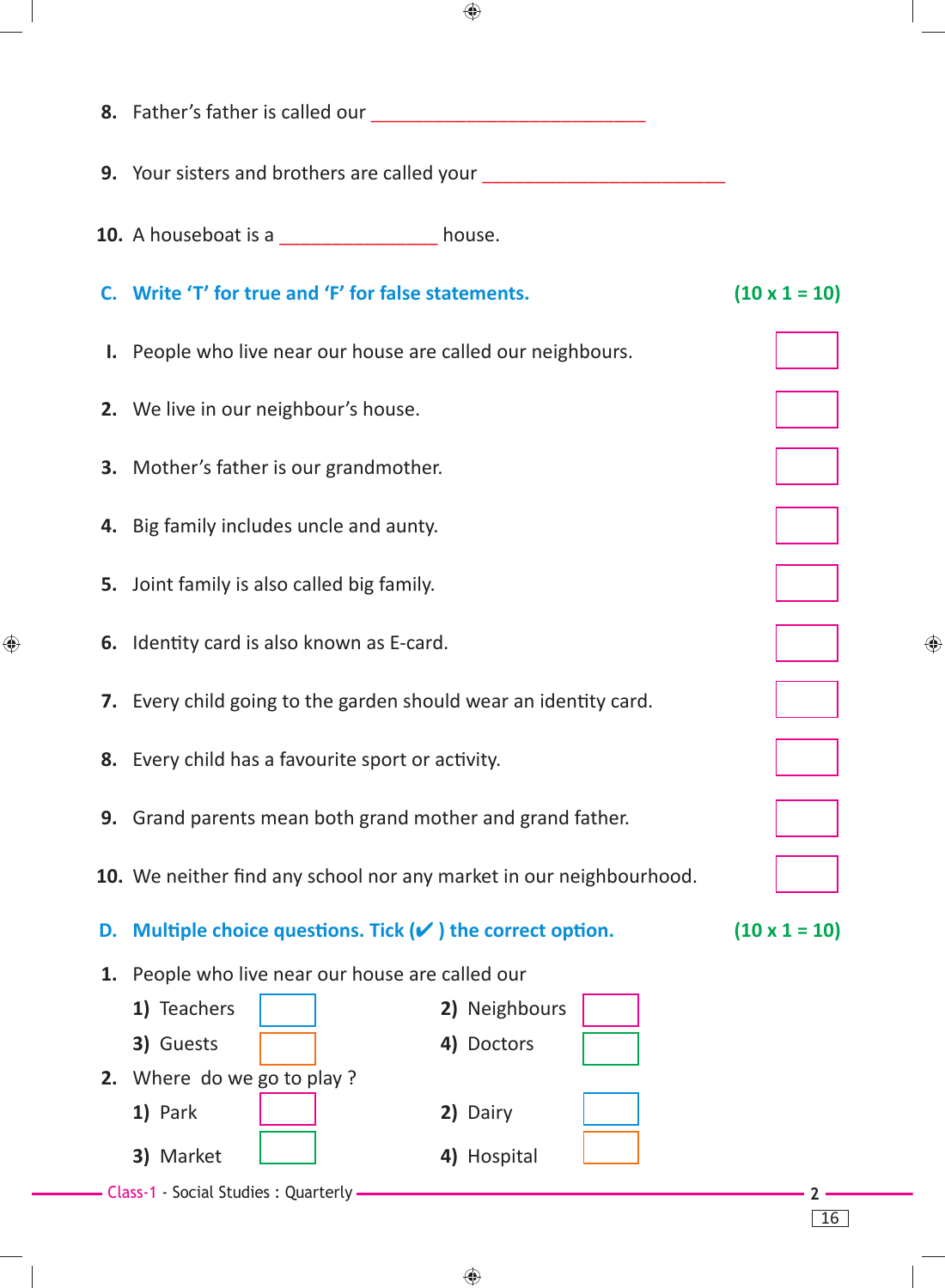8. Father's father is called our ___________________________

9. Your sisters and brothers are called your ________________________

10. A houseboat is a _______________ house.

**C. Write 'T' for true and 'F' for false statements.** **(10 x 1 = 10)**

I. People who live near our house are called our neighbours. [ ]

2. We live in our neighbour's house. [ ]

3. Mother's father is our grandmother. [ ]

4. Big family includes uncle and aunty. [ ]

5. Joint family is also called big family. [ ]

6. Identity card is also known as E-card. [ ]

7. Every child going to the garden should wear an identity card. [ ]

8. Every child has a favourite sport or activity. [ ]

9. Grand parents mean both grand mother and grand father. [ ]

10. We neither find any school nor any market in our neighbourhood. [ ]

**D. Multiple choice questions. Tick (✔ ) the correct option.** **(10 x 1 = 10)**

1. People who live near our house are called our
   1) Teachers [ ] 2) Neighbours [ ]
   3) Guests [ ] 4) Doctors [ ]

2. Where do we go to play ?
   1) Park [ ] 2) Dairy [ ]
   3) Market [ ] 4) Hospital [ ]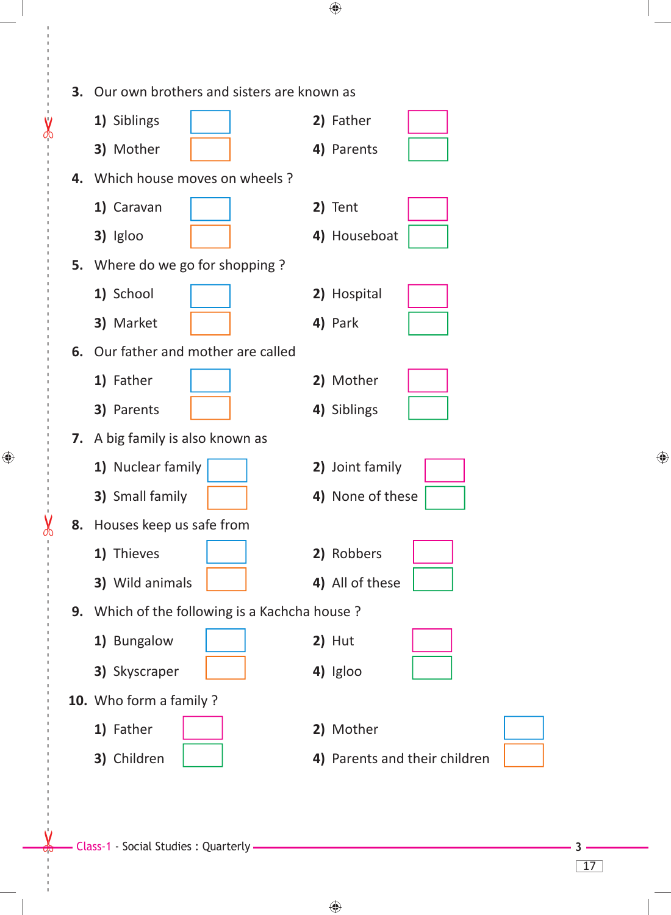**3.** Our own brothers and sisters are known as

**1)** Siblings ☐ **2)** Father ☐

**3)** Mother ☐ **4)** Parents ☐

**4.** Which house moves on wheels ?

**1)** Caravan ☐ **2)** Tent ☐

**3)** Igloo ☐ **4)** Houseboat ☐

**5.** Where do we go for shopping ?

**1)** School ☐ **2)** Hospital ☐

**3)** Market ☐ **4)** Park ☐

**6.** Our father and mother are called

**1)** Father ☐ **2)** Mother ☐

**3)** Parents ☐ **4)** Siblings ☐

**7.** A big family is also known as

**1)** Nuclear family ☐ **2)** Joint family ☐

**3)** Small family ☐ **4)** None of these ☐

**8.** Houses keep us safe from

**1)** Thieves ☐ **2)** Robbers ☐

**3)** Wild animals ☐ **4)** All of these ☐

**9.** Which of the following is a Kachcha house ?

**1)** Bungalow ☐ **2)** Hut ☐

**3)** Skyscraper ☐ **4)** Igloo ☐

**10.** Who form a family ?

**1)** Father ☐ **2)** Mother ☐

**3)** Children ☐ **4)** Parents and their children ☐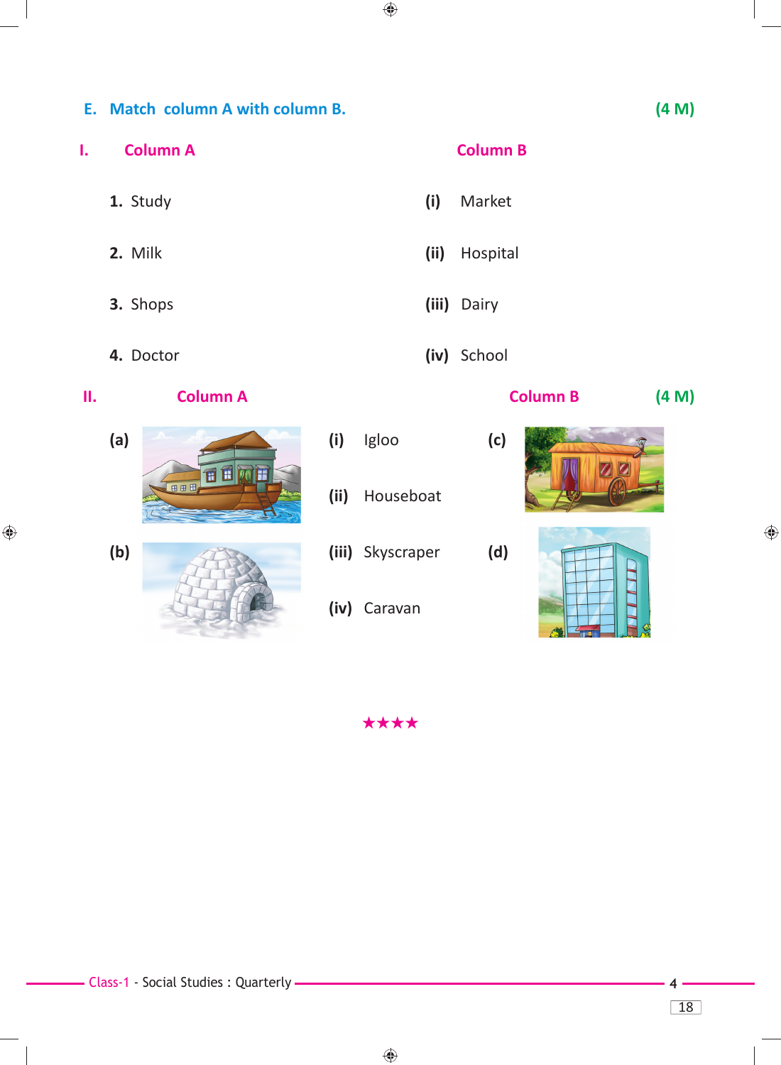**E. Match column A with column B.** **(4 M)**

**I.**

| Column A | Column B |
| --- | --- |
| **1.** Study | **(i)** Market |
| **2.** Milk | **(ii)** Hospital |
| **3.** Shops | **(iii)** Dairy |
| **4.** Doctor | **(iv)** School |

**II.** **Column A** **Column B** **(4 M)**

**(a)**

**(b)**

**(i)** Igloo

**(ii)** Houseboat

**(iii)** Skyscraper

**(iv)** Caravan

**(c)**

**(d)**

★★★★